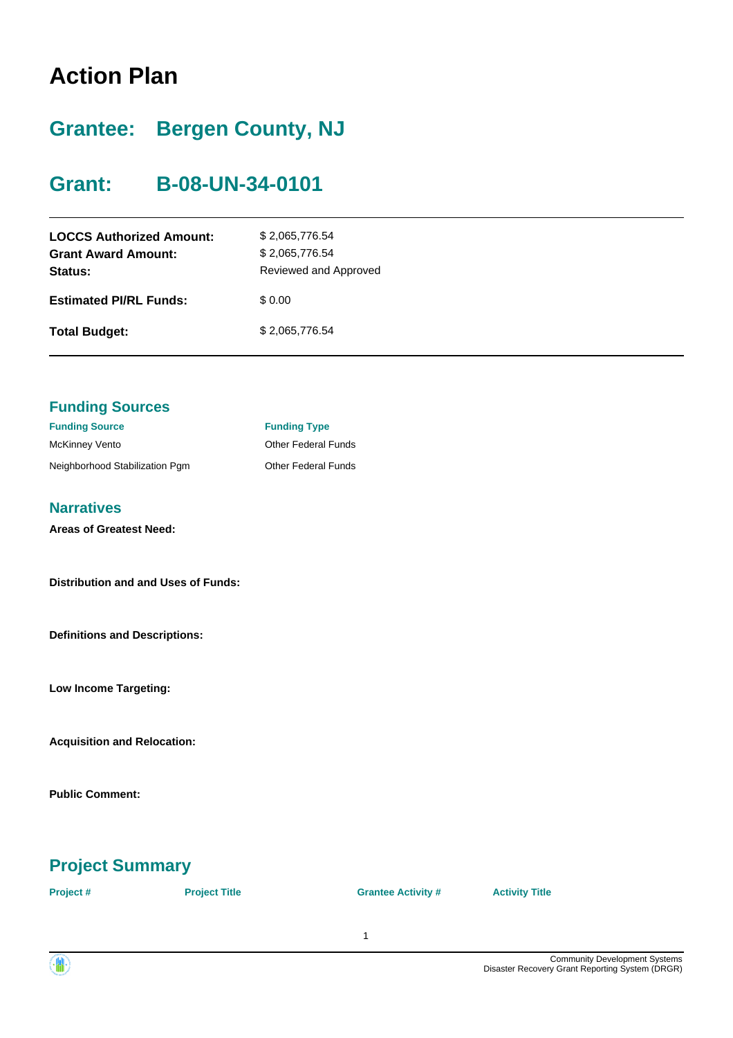# Action Plan

## Grantee: Bergen County, NJ

## Grant: B-08-UN-34-0101

| | |
|---|---|
| **LOCCS Authorized Amount:** | $ 2,065,776.54 |
| **Grant Award Amount:** | $ 2,065,776.54 |
| **Status:** | Reviewed and Approved |
| **Estimated PI/RL Funds:** | $ 0.00 |
| **Total Budget:** | $ 2,065,776.54 |

## Funding Sources

| Funding Source | Funding Type |
|---|---|
| McKinney Vento | Other Federal Funds |
| Neighborhood Stabilization Pgm | Other Federal Funds |

## Narratives

**Areas of Greatest Need:**

**Distribution and and Uses of Funds:**

**Definitions and Descriptions:**

**Low Income Targeting:**

**Acquisition and Relocation:**

**Public Comment:**

## Project Summary

| Project # | Project Title | Grantee Activity # | Activity Title |
|---|---|---|---|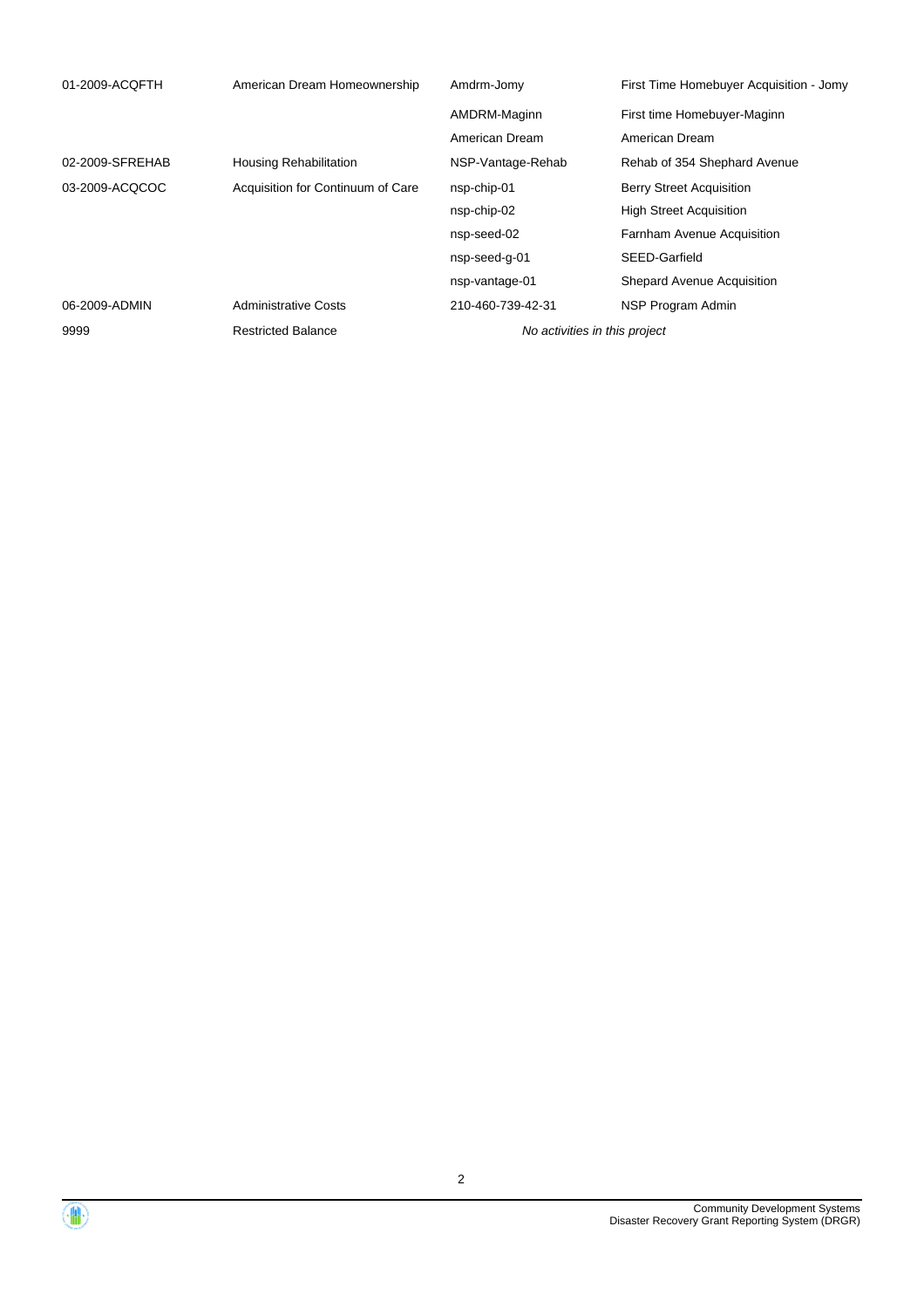| | | | |
|---|---|---|---|
| 01-2009-ACQFTH | American Dream Homeownership | Amdrm-Jomy | First Time Homebuyer Acquisition - Jomy |
| | | AMDRM-Maginn | First time Homebuyer-Maginn |
| | | American Dream | American Dream |
| 02-2009-SFREHAB | Housing Rehabilitation | NSP-Vantage-Rehab | Rehab of 354 Shephard Avenue |
| 03-2009-ACQCOC | Acquisition for Continuum of Care | nsp-chip-01 | Berry Street Acquisition |
| | | nsp-chip-02 | High Street Acquisition |
| | | nsp-seed-02 | Farnham Avenue Acquisition |
| | | nsp-seed-g-01 | SEED-Garfield |
| | | nsp-vantage-01 | Shepard Avenue Acquisition |
| 06-2009-ADMIN | Administrative Costs | 210-460-739-42-31 | NSP Program Admin |
| 9999 | Restricted Balance | *No activities in this project* | |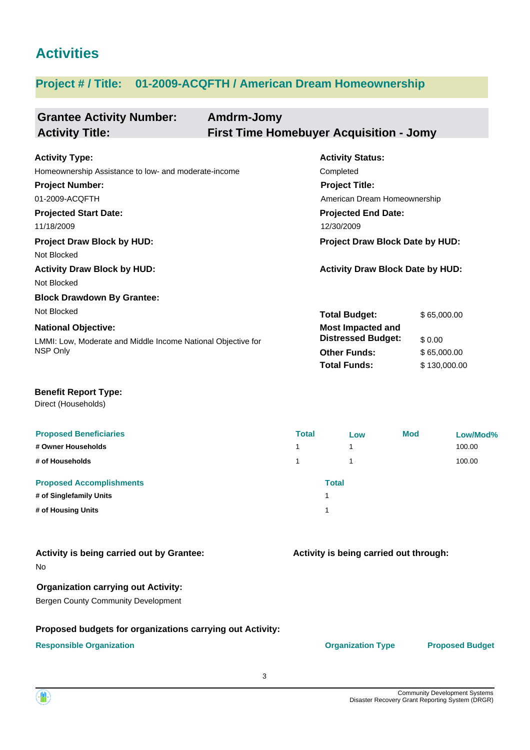# Activities

## Project # / Title: 01-2009-ACQFTH / American Dream Homeownership

**Grantee Activity Number:** Amdrm-Jomy
**Activity Title:** First Time Homebuyer Acquisition - Jomy

**Activity Type:**
Homeownership Assistance to low- and moderate-income

**Activity Status:**
Completed

**Project Number:**
01-2009-ACQFTH

**Project Title:**
American Dream Homeownership

**Projected Start Date:**
11/18/2009

**Projected End Date:**
12/30/2009

**Project Draw Block by HUD:**
Not Blocked

**Project Draw Block Date by HUD:**

**Activity Draw Block by HUD:**
Not Blocked

**Activity Draw Block Date by HUD:**

**Block Drawdown By Grantee:**
Not Blocked

**National Objective:**
LMMI: Low, Moderate and Middle Income National Objective for NSP Only

| | |
|---|---|
| **Total Budget:** | $ 65,000.00 |
| **Most Impacted and Distressed Budget:** | $ 0.00 |
| **Other Funds:** | $ 65,000.00 |
| **Total Funds:** | $ 130,000.00 |

**Benefit Report Type:**
Direct (Households)

| Proposed Beneficiaries | Total | Low | Mod | Low/Mod% |
|---|---|---|---|---|
| # Owner Households | 1 | 1 | | 100.00 |
| # of Households | 1 | 1 | | 100.00 |

| Proposed Accomplishments | Total |
|---|---|
| # of Singlefamily Units | 1 |
| # of Housing Units | 1 |

**Activity is being carried out by Grantee:**
No

**Activity is being carried out through:**

**Organization carrying out Activity:**
Bergen County Community Development

**Proposed budgets for organizations carrying out Activity:**

| Responsible Organization | Organization Type | Proposed Budget |
|---|---|---|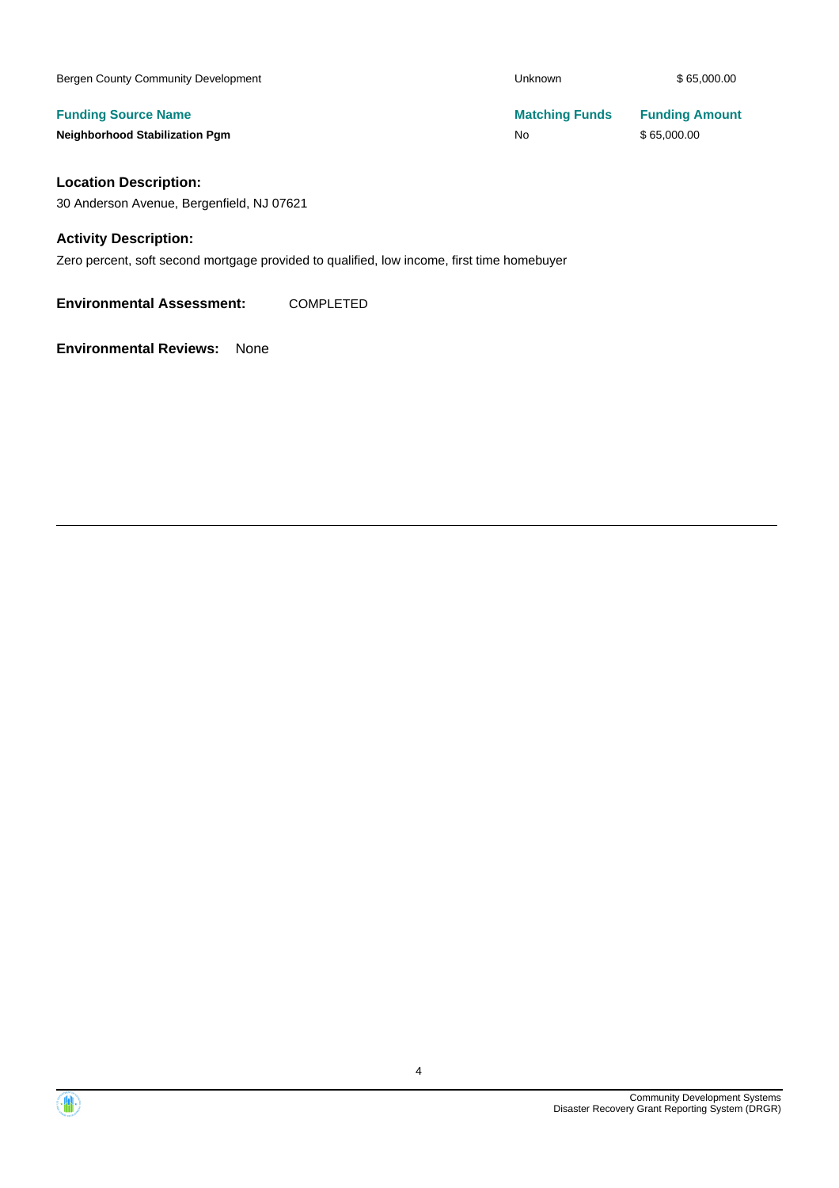| | | |
|---|---|---|
| Bergen County Community Development | Unknown | $ 65,000.00 |
| **Funding Source Name** | **Matching Funds** | **Funding Amount** |
| **Neighborhood Stabilization Pgm** | No | $ 65,000.00 |

**Location Description:**

30 Anderson Avenue, Bergenfield, NJ 07621

**Activity Description:**

Zero percent, soft second mortgage provided to qualified, low income, first time homebuyer

**Environmental Assessment:** COMPLETED

**Environmental Reviews:** None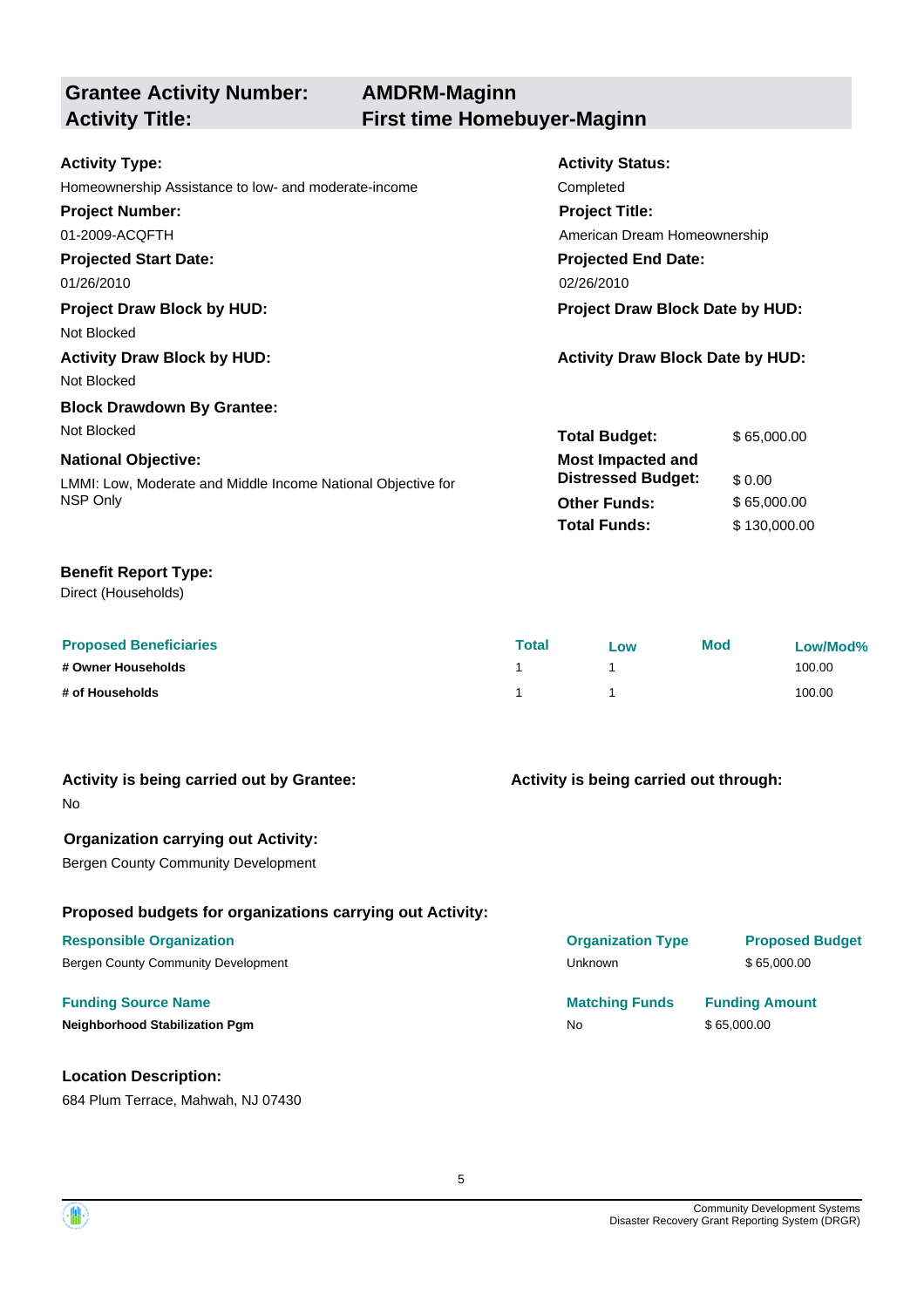## Grantee Activity Number: AMDRM-Maginn
## Activity Title: First time Homebuyer-Maginn

**Activity Type:**
Homeownership Assistance to low- and moderate-income

**Activity Status:**
Completed

**Project Number:**
01-2009-ACQFTH

**Project Title:**
American Dream Homeownership

**Projected Start Date:**
01/26/2010

**Projected End Date:**
02/26/2010

**Project Draw Block by HUD:**
Not Blocked

**Project Draw Block Date by HUD:**

**Activity Draw Block by HUD:**
Not Blocked

**Activity Draw Block Date by HUD:**

**Block Drawdown By Grantee:**
Not Blocked

**National Objective:**
LMMI: Low, Moderate and Middle Income National Objective for NSP Only

| | |
|---|---|
| **Total Budget:** | $ 65,000.00 |
| **Most Impacted and Distressed Budget:** | $ 0.00 |
| **Other Funds:** | $ 65,000.00 |
| **Total Funds:** | $ 130,000.00 |

**Benefit Report Type:**
Direct (Households)

| Proposed Beneficiaries | Total | Low | Mod | Low/Mod% |
|---|---|---|---|---|
| # Owner Households | 1 | 1 | | 100.00 |
| # of Households | 1 | 1 | | 100.00 |

**Activity is being carried out by Grantee:**
No

**Activity is being carried out through:**

**Organization carrying out Activity:**
Bergen County Community Development

**Proposed budgets for organizations carrying out Activity:**

| Responsible Organization | Organization Type | Proposed Budget |
|---|---|---|
| Bergen County Community Development | Unknown | $ 65,000.00 |

| Funding Source Name | Matching Funds | Funding Amount |
|---|---|---|
| Neighborhood Stabilization Pgm | No | $ 65,000.00 |

**Location Description:**
684 Plum Terrace, Mahwah, NJ 07430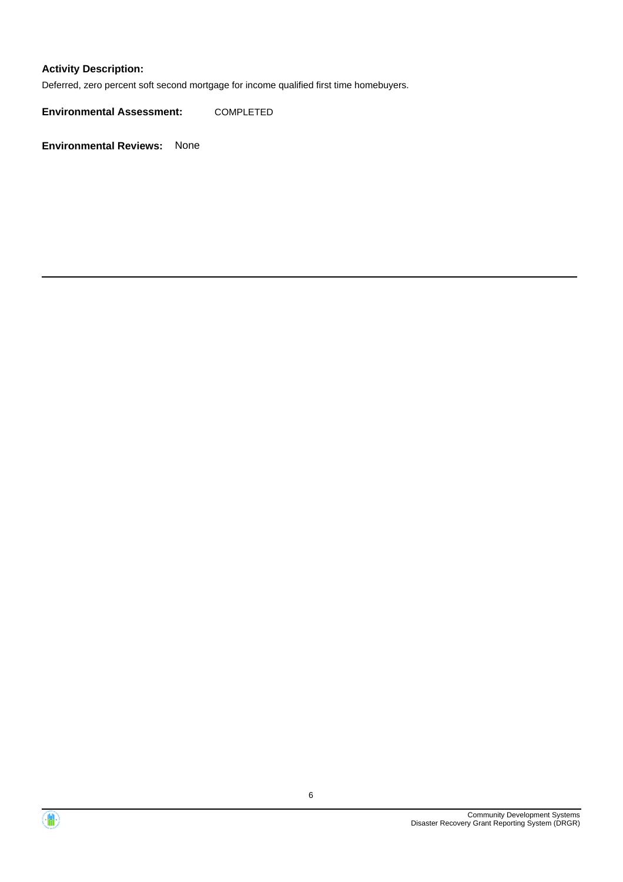**Activity Description:**

Deferred, zero percent soft second mortgage for income qualified first time homebuyers.

**Environmental Assessment:** COMPLETED

**Environmental Reviews:** None

---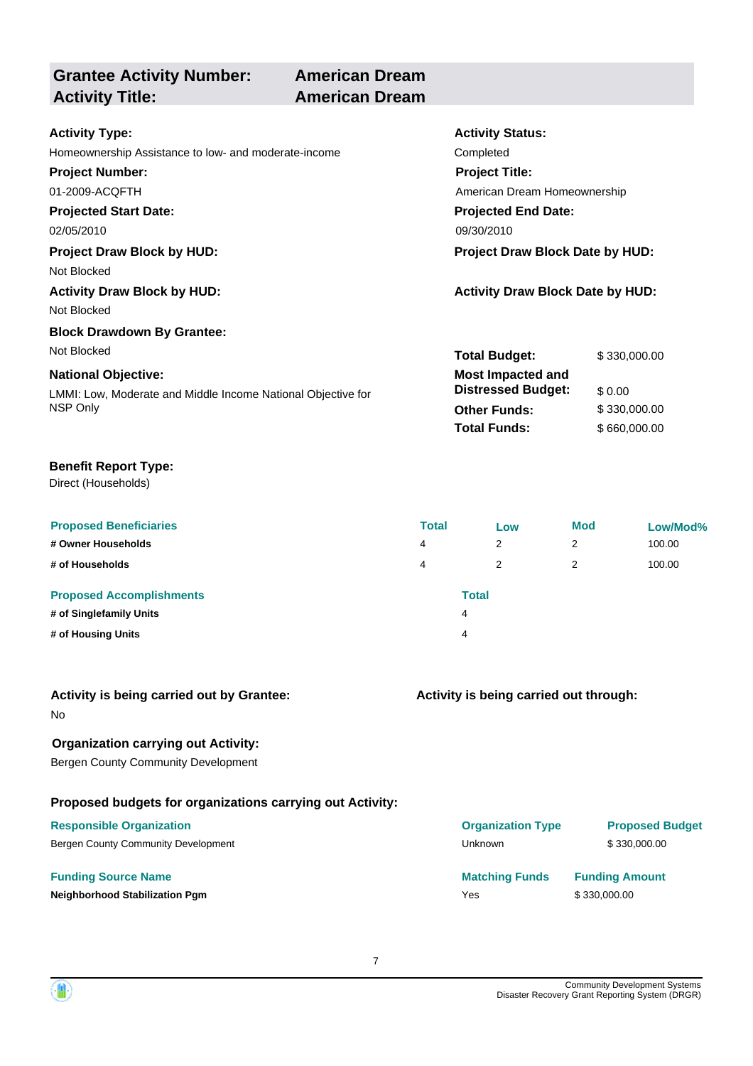| **Grantee Activity Number:** | **American Dream** |
|---|---|
| **Activity Title:** | **American Dream** |

**Activity Type:**
Homeownership Assistance to low- and moderate-income

**Activity Status:**
Completed

**Project Number:**
01-2009-ACQFTH

**Project Title:**
American Dream Homeownership

**Projected Start Date:**
02/05/2010

**Projected End Date:**
09/30/2010

**Project Draw Block by HUD:**
Not Blocked

**Project Draw Block Date by HUD:**

**Activity Draw Block by HUD:**
Not Blocked

**Activity Draw Block Date by HUD:**

**Block Drawdown By Grantee:**
Not Blocked

**National Objective:**
LMMI: Low, Moderate and Middle Income National Objective for NSP Only

| | |
|---|---|
| **Total Budget:** | $ 330,000.00 |
| **Most Impacted and Distressed Budget:** | $ 0.00 |
| **Other Funds:** | $ 330,000.00 |
| **Total Funds:** | $ 660,000.00 |

**Benefit Report Type:**
Direct (Households)

| Proposed Beneficiaries | Total | Low | Mod | Low/Mod% |
|---|---|---|---|---|
| **# Owner Households** | 4 | 2 | 2 | 100.00 |
| **# of Households** | 4 | 2 | 2 | 100.00 |

| Proposed Accomplishments | Total |
|---|---|
| **# of Singlefamily Units** | 4 |
| **# of Housing Units** | 4 |

**Activity is being carried out by Grantee:**
No

**Activity is being carried out through:**

**Organization carrying out Activity:**
Bergen County Community Development

**Proposed budgets for organizations carrying out Activity:**

| Responsible Organization | Organization Type | Proposed Budget |
|---|---|---|
| Bergen County Community Development | Unknown | $ 330,000.00 |

| Funding Source Name | Matching Funds | Funding Amount |
|---|---|---|
| **Neighborhood Stabilization Pgm** | Yes | $ 330,000.00 |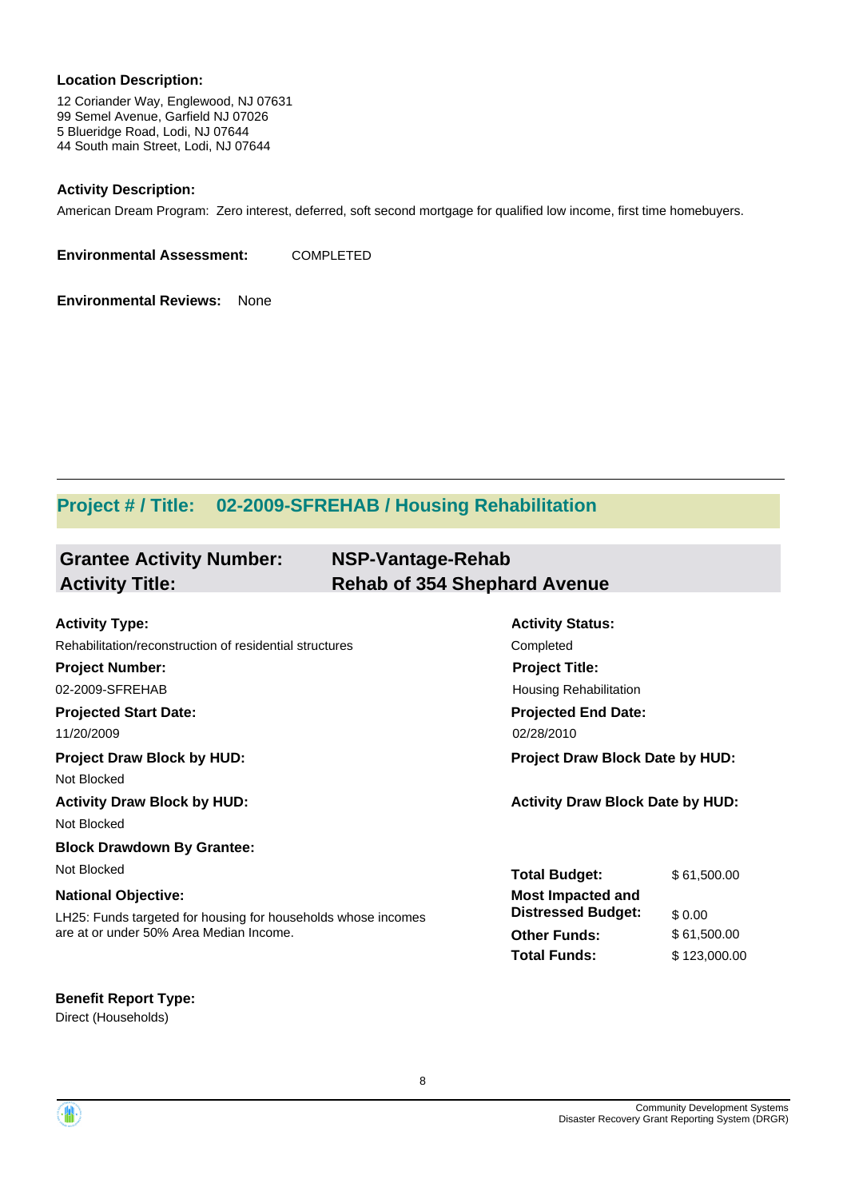**Location Description:**

12 Coriander Way, Englewood, NJ 07631
99 Semel Avenue, Garfield NJ 07026
5 Blueridge Road, Lodi, NJ 07644
44 South main Street, Lodi, NJ 07644

**Activity Description:**

American Dream Program: Zero interest, deferred, soft second mortgage for qualified low income, first time homebuyers.

**Environmental Assessment:** COMPLETED

**Environmental Reviews:** None

---

## Project # / Title: 02-2009-SFREHAB / Housing Rehabilitation

### Grantee Activity Number: NSP-Vantage-Rehab
### Activity Title: Rehab of 354 Shephard Avenue

**Activity Type:**
Rehabilitation/reconstruction of residential structures

**Activity Status:**
Completed

**Project Number:**
02-2009-SFREHAB

**Project Title:**
Housing Rehabilitation

**Projected Start Date:**
11/20/2009

**Projected End Date:**
02/28/2010

**Project Draw Block by HUD:**
Not Blocked

**Project Draw Block Date by HUD:**

**Activity Draw Block by HUD:**
Not Blocked

**Activity Draw Block Date by HUD:**

**Block Drawdown By Grantee:**
Not Blocked

**National Objective:**
LH25: Funds targeted for housing for households whose incomes are at or under 50% Area Median Income.

| | |
|---|---|
| **Total Budget:** | $ 61,500.00 |
| **Most Impacted and Distressed Budget:** | $ 0.00 |
| **Other Funds:** | $ 61,500.00 |
| **Total Funds:** | $ 123,000.00 |

**Benefit Report Type:**
Direct (Households)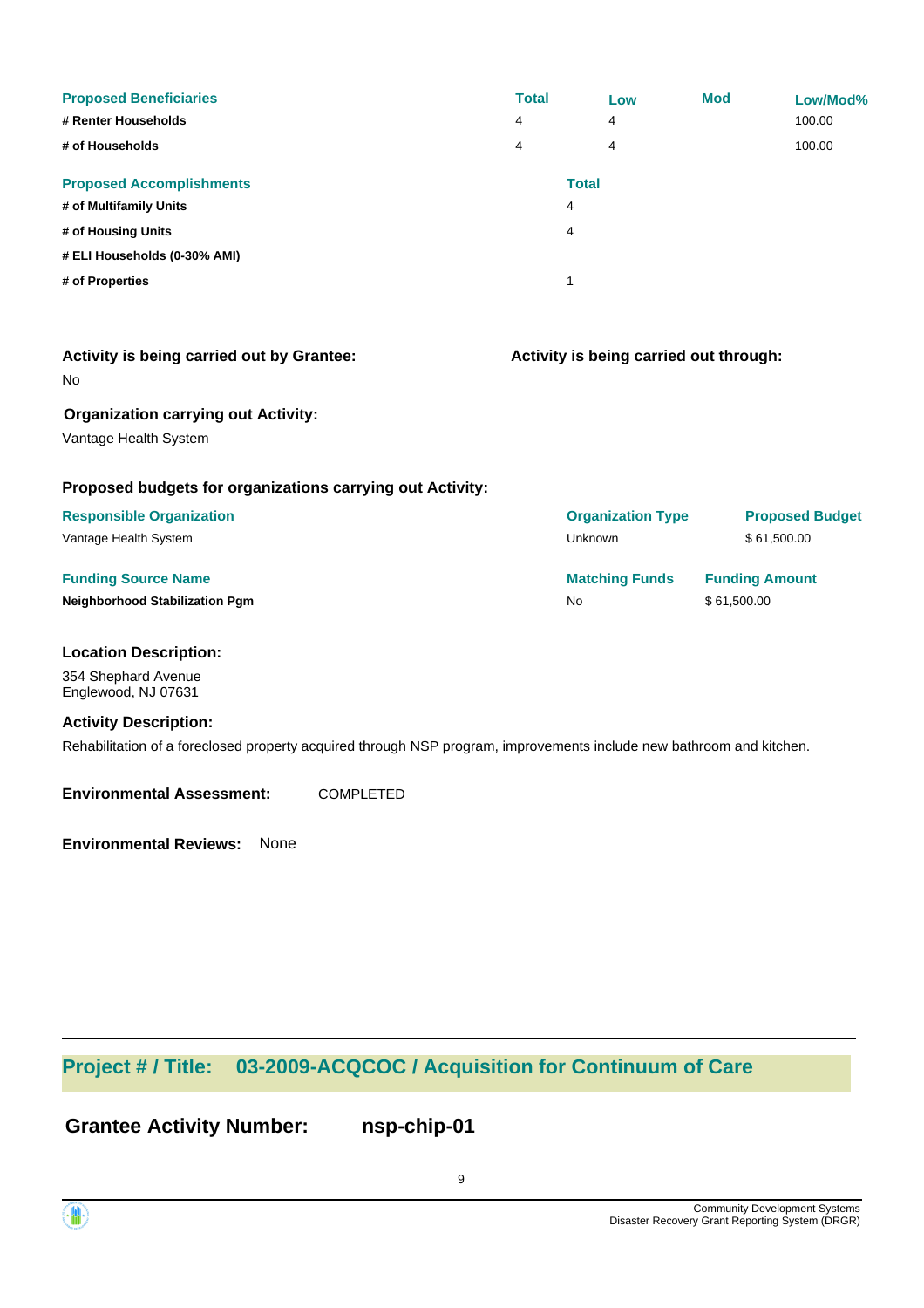| Proposed Beneficiaries | Total | Low | Mod | Low/Mod% |
|---|---|---|---|---|
| # Renter Households | 4 | 4 | | 100.00 |
| # of Households | 4 | 4 | | 100.00 |

| Proposed Accomplishments | Total |
|---|---|
| # of Multifamily Units | 4 |
| # of Housing Units | 4 |
| # ELI Households (0-30% AMI) | |
| # of Properties | 1 |

**Activity is being carried out by Grantee:**

No

**Activity is being carried out through:**

**Organization carrying out Activity:**

Vantage Health System

**Proposed budgets for organizations carrying out Activity:**

| Responsible Organization | Organization Type | Proposed Budget |
|---|---|---|
| Vantage Health System | Unknown | $ 61,500.00 |

| Funding Source Name | Matching Funds | Funding Amount |
|---|---|---|
| **Neighborhood Stabilization Pgm** | No | $ 61,500.00 |

**Location Description:**

354 Shephard Avenue
Englewood, NJ 07631

**Activity Description:**

Rehabilitation of a foreclosed property acquired through NSP program, improvements include new bathroom and kitchen.

**Environmental Assessment:** COMPLETED

**Environmental Reviews:** None

## Project # / Title: 03-2009-ACQCOC / Acquisition for Continuum of Care

**Grantee Activity Number:** **nsp-chip-01**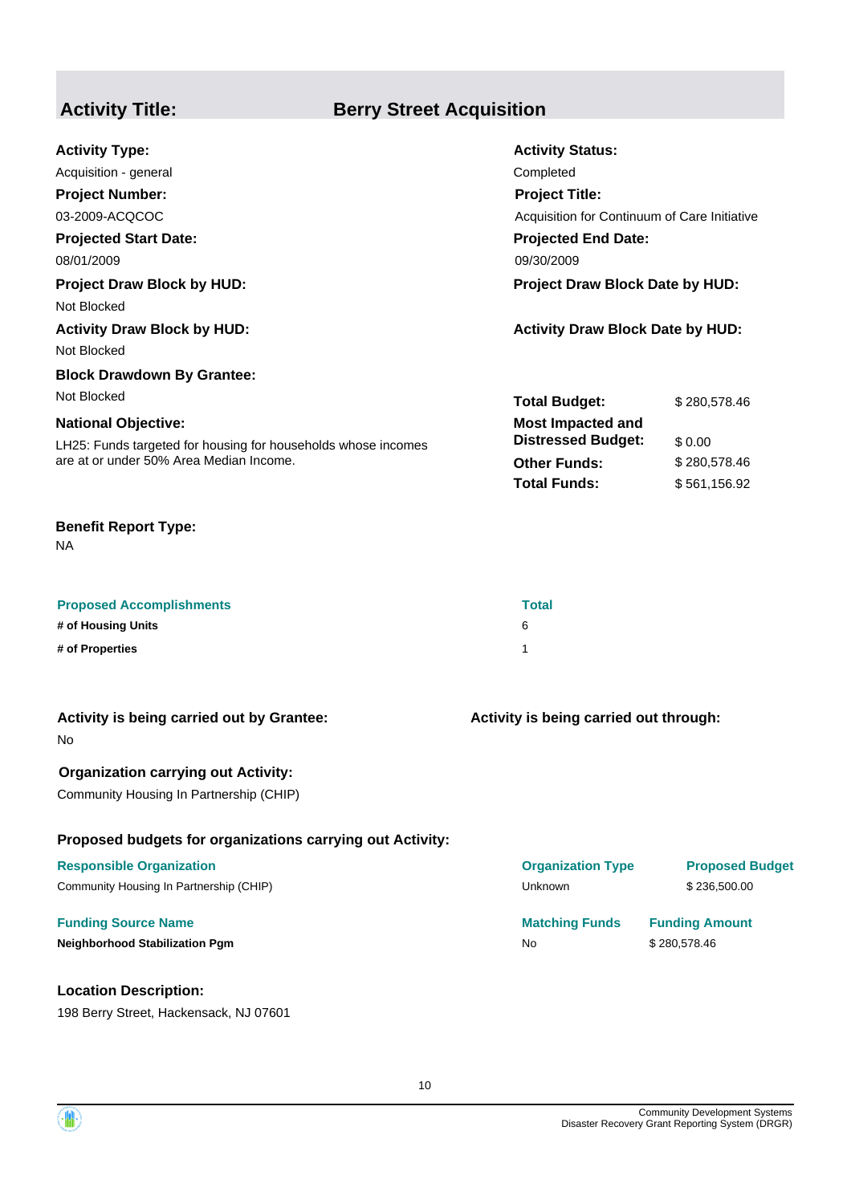## Activity Title: Berry Street Acquisition

**Activity Type:**
Acquisition - general

**Activity Status:**
Completed

**Project Number:**
03-2009-ACQCOC

**Project Title:**
Acquisition for Continuum of Care Initiative

**Projected Start Date:**
08/01/2009

**Projected End Date:**
09/30/2009

**Project Draw Block by HUD:**
Not Blocked

**Project Draw Block Date by HUD:**

**Activity Draw Block by HUD:**
Not Blocked

**Activity Draw Block Date by HUD:**

**Block Drawdown By Grantee:**
Not Blocked

**National Objective:**
LH25: Funds targeted for housing for households whose incomes are at or under 50% Area Median Income.

| | |
|---|---|
| **Total Budget:** | $ 280,578.46 |
| **Most Impacted and Distressed Budget:** | $ 0.00 |
| **Other Funds:** | $ 280,578.46 |
| **Total Funds:** | $ 561,156.92 |

**Benefit Report Type:**
NA

| Proposed Accomplishments | Total |
|---|---|
| **# of Housing Units** | 6 |
| **# of Properties** | 1 |

**Activity is being carried out by Grantee:**
No

**Activity is being carried out through:**

**Organization carrying out Activity:**
Community Housing In Partnership (CHIP)

**Proposed budgets for organizations carrying out Activity:**

| Responsible Organization | Organization Type | Proposed Budget |
|---|---|---|
| Community Housing In Partnership (CHIP) | Unknown | $ 236,500.00 |

| Funding Source Name | Matching Funds | Funding Amount |
|---|---|---|
| **Neighborhood Stabilization Pgm** | No | $ 280,578.46 |

**Location Description:**
198 Berry Street, Hackensack, NJ 07601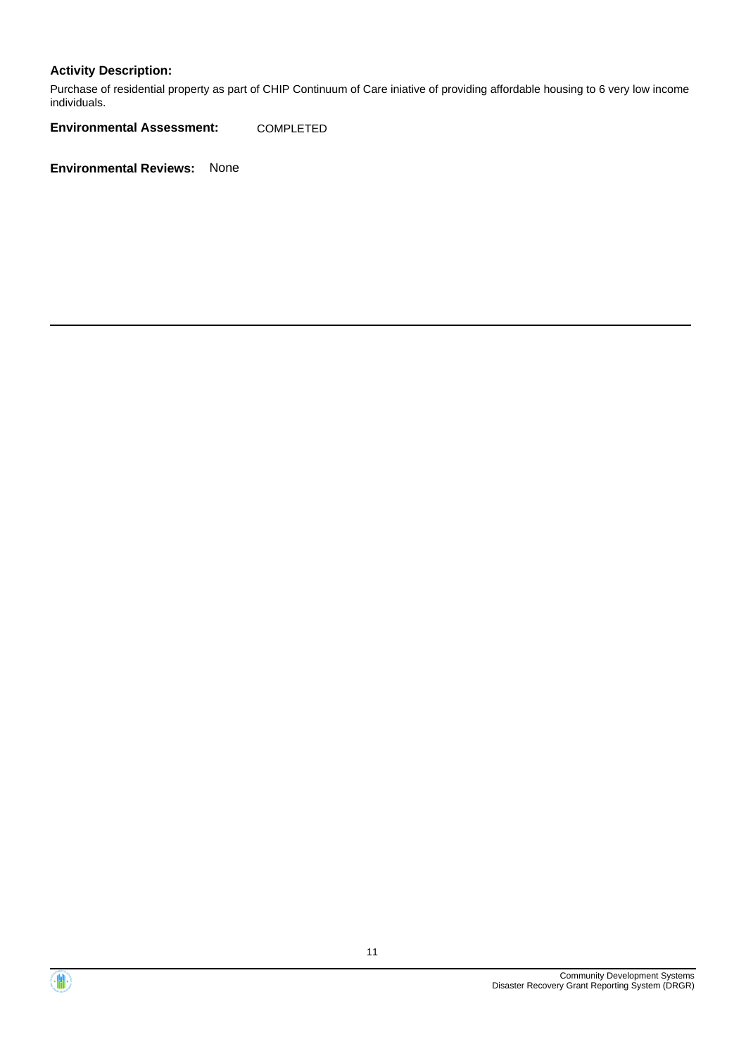**Activity Description:**

Purchase of residential property as part of CHIP Continuum of Care iniative of providing affordable housing to 6 very low income individuals.

**Environmental Assessment:** COMPLETED

**Environmental Reviews:** None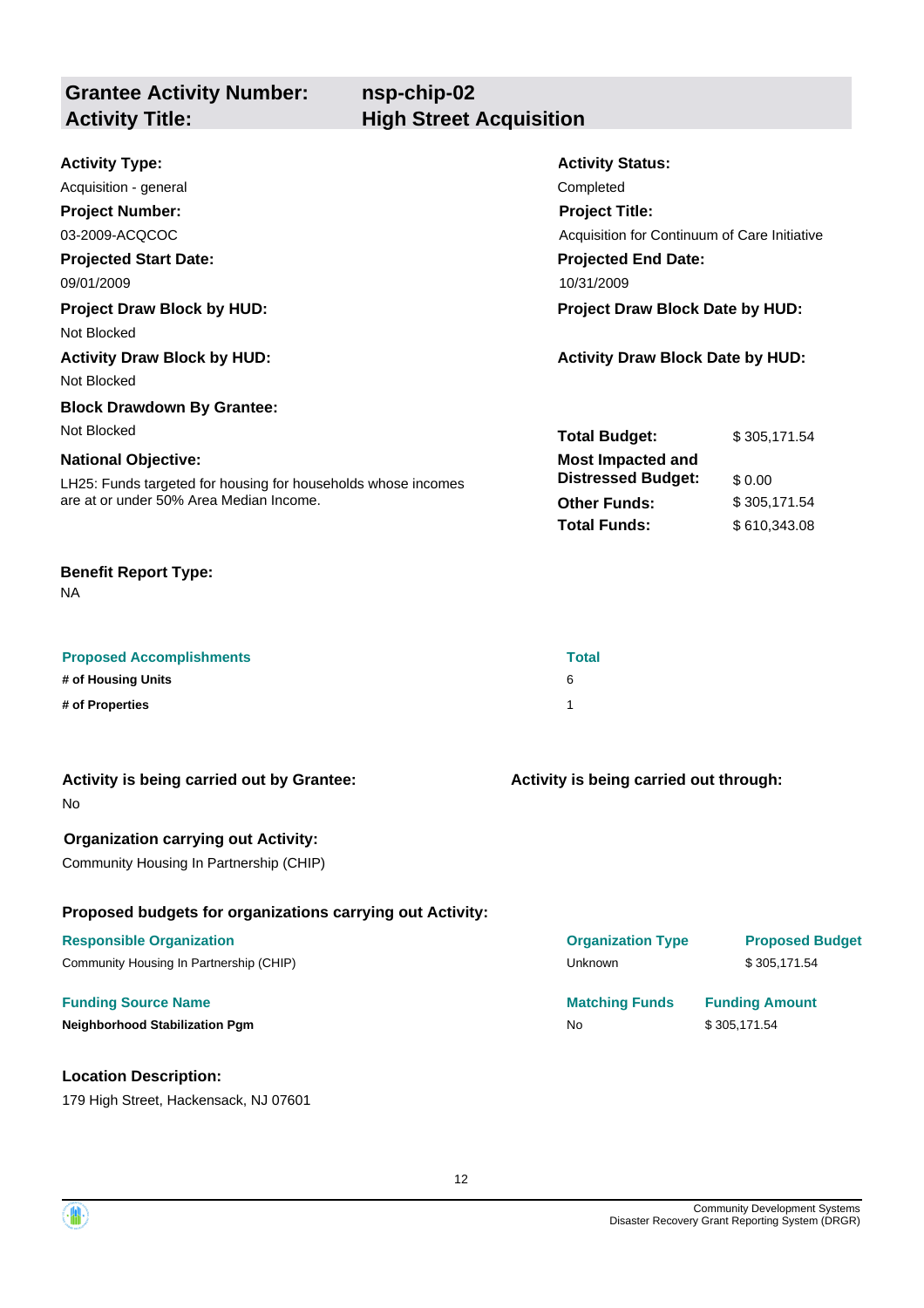| **Grantee Activity Number:** | **nsp-chip-02** |
|---|---|
| **Activity Title:** | **High Street Acquisition** |

**Activity Type:**
Acquisition - general

**Activity Status:**
Completed

**Project Number:**
03-2009-ACQCOC

**Project Title:**
Acquisition for Continuum of Care Initiative

**Projected Start Date:**
09/01/2009

**Projected End Date:**
10/31/2009

**Project Draw Block by HUD:**
Not Blocked

**Project Draw Block Date by HUD:**

**Activity Draw Block by HUD:**
Not Blocked

**Activity Draw Block Date by HUD:**

**Block Drawdown By Grantee:**
Not Blocked

**National Objective:**
LH25: Funds targeted for housing for households whose incomes are at or under 50% Area Median Income.

| | |
|---|---|
| **Total Budget:** | $ 305,171.54 |
| **Most Impacted and Distressed Budget:** | $ 0.00 |
| **Other Funds:** | $ 305,171.54 |
| **Total Funds:** | $ 610,343.08 |

**Benefit Report Type:**
NA

| Proposed Accomplishments | Total |
|---|---|
| **# of Housing Units** | 6 |
| **# of Properties** | 1 |

**Activity is being carried out by Grantee:**
No

**Activity is being carried out through:**

**Organization carrying out Activity:**
Community Housing In Partnership (CHIP)

**Proposed budgets for organizations carrying out Activity:**

| Responsible Organization | Organization Type | Proposed Budget |
|---|---|---|
| Community Housing In Partnership (CHIP) | Unknown | $ 305,171.54 |

| Funding Source Name | Matching Funds | Funding Amount |
|---|---|---|
| **Neighborhood Stabilization Pgm** | No | $ 305,171.54 |

**Location Description:**
179 High Street, Hackensack, NJ 07601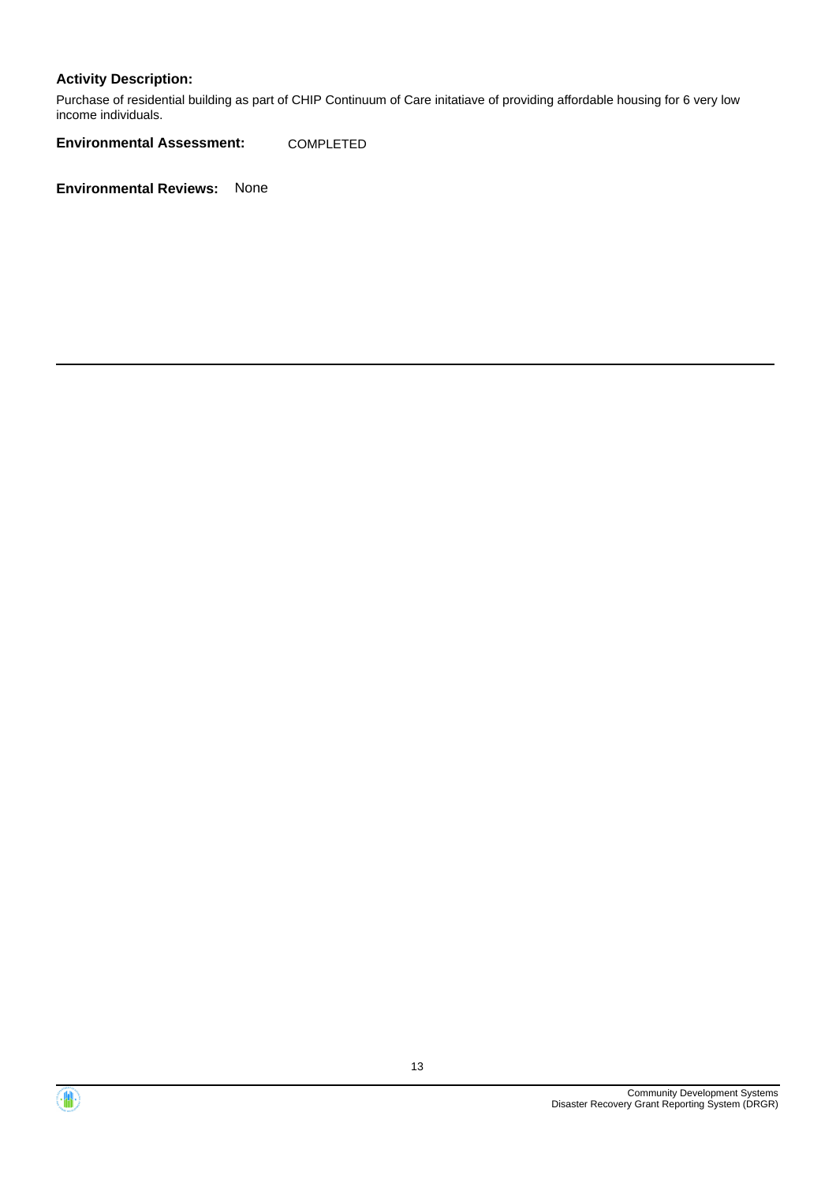**Activity Description:**

Purchase of residential building as part of CHIP Continuum of Care initatiave of providing affordable housing for 6 very low income individuals.

**Environmental Assessment:** COMPLETED

**Environmental Reviews:** None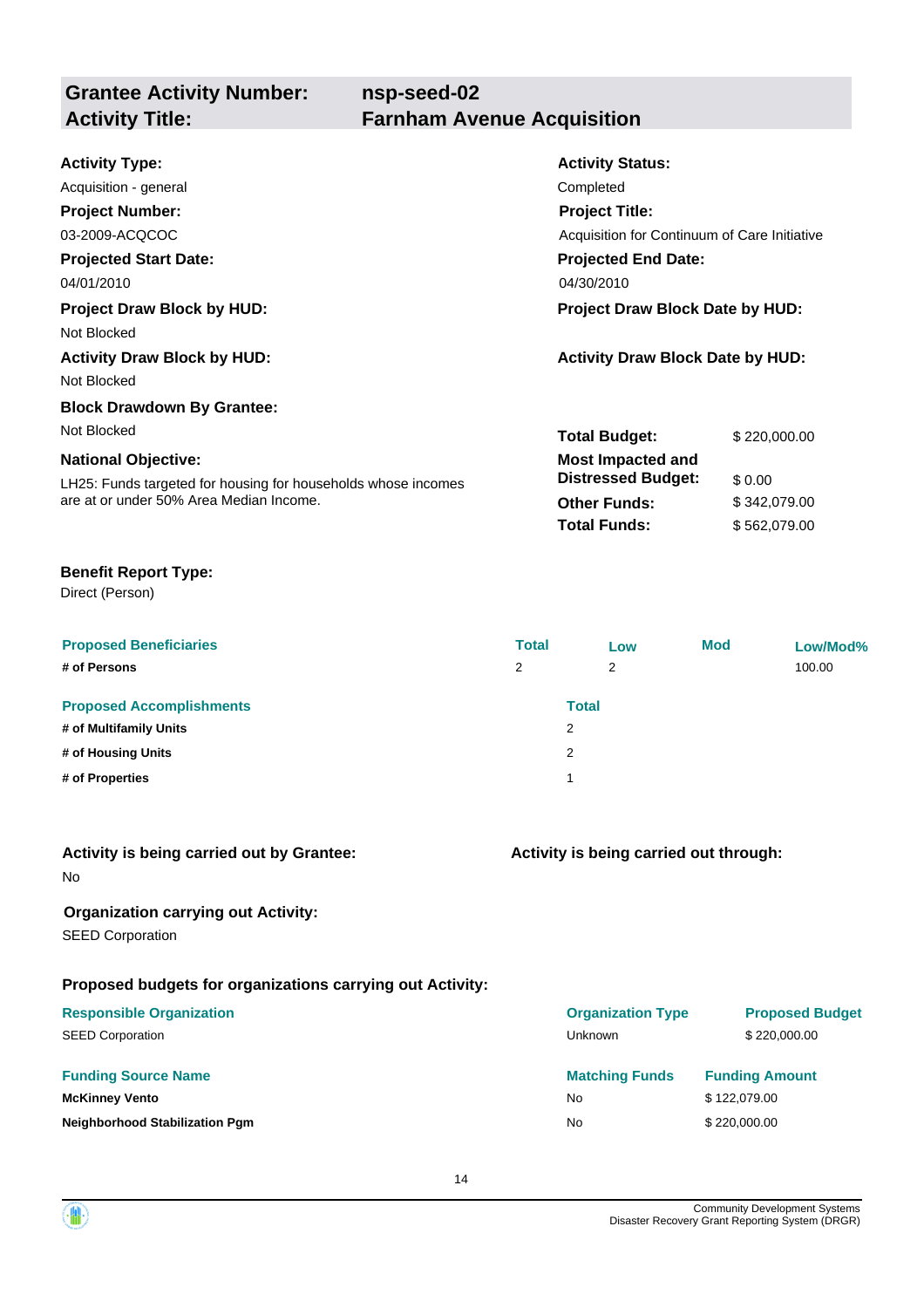## Grantee Activity Number: nsp-seed-02
## Activity Title: Farnham Avenue Acquisition

**Activity Type:**
Acquisition - general

**Activity Status:**
Completed

**Project Number:**
03-2009-ACQCOC

**Project Title:**
Acquisition for Continuum of Care Initiative

**Projected Start Date:**
04/01/2010

**Projected End Date:**
04/30/2010

**Project Draw Block by HUD:**
Not Blocked

**Project Draw Block Date by HUD:**

**Activity Draw Block by HUD:**
Not Blocked

**Activity Draw Block Date by HUD:**

**Block Drawdown By Grantee:**
Not Blocked

**National Objective:**
LH25: Funds targeted for housing for households whose incomes are at or under 50% Area Median Income.

| | |
|---|---|
| **Total Budget:** | $ 220,000.00 |
| **Most Impacted and Distressed Budget:** | $ 0.00 |
| **Other Funds:** | $ 342,079.00 |
| **Total Funds:** | $ 562,079.00 |

**Benefit Report Type:**
Direct (Person)

| Proposed Beneficiaries | Total | Low | Mod | Low/Mod% |
|---|---|---|---|---|
| **# of Persons** | 2 | 2 | | 100.00 |

| Proposed Accomplishments | Total |
|---|---|
| **# of Multifamily Units** | 2 |
| **# of Housing Units** | 2 |
| **# of Properties** | 1 |

**Activity is being carried out by Grantee:**
No

**Activity is being carried out through:**

**Organization carrying out Activity:**
SEED Corporation

**Proposed budgets for organizations carrying out Activity:**

| Responsible Organization | Organization Type | Proposed Budget |
|---|---|---|
| SEED Corporation | Unknown | $ 220,000.00 |

| Funding Source Name | Matching Funds | Funding Amount |
|---|---|---|
| **McKinney Vento** | No | $ 122,079.00 |
| **Neighborhood Stabilization Pgm** | No | $ 220,000.00 |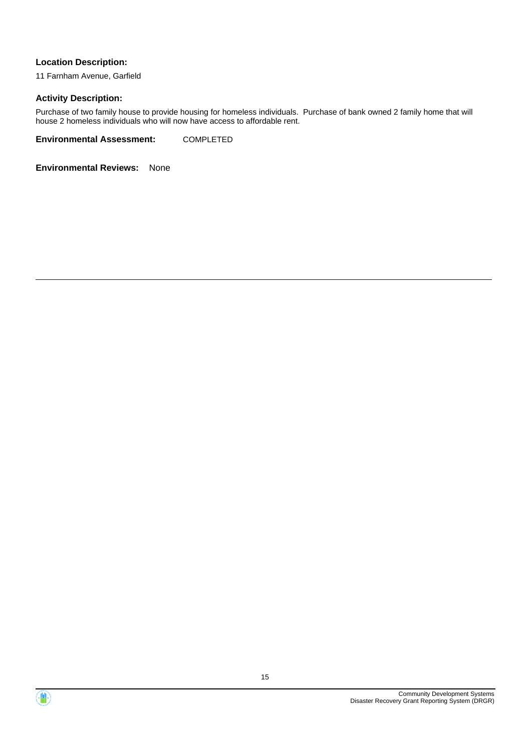**Location Description:**

11 Farnham Avenue, Garfield

**Activity Description:**

Purchase of two family house to provide housing for homeless individuals.  Purchase of bank owned 2 family home that will house 2 homeless individuals who will now have access to affordable rent.

**Environmental Assessment:** COMPLETED

**Environmental Reviews:** None

---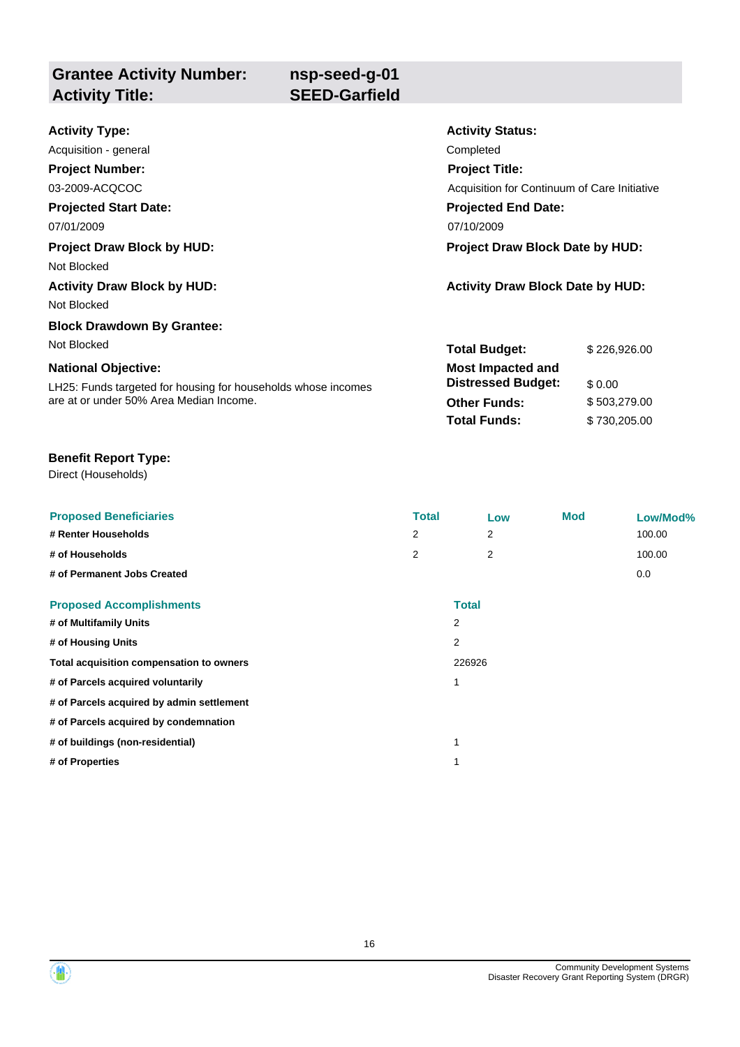## Grantee Activity Number: nsp-seed-g-01
## Activity Title: SEED-Garfield

**Activity Type:**
Acquisition - general

**Activity Status:**
Completed

**Project Number:**
03-2009-ACQCOC

**Project Title:**
Acquisition for Continuum of Care Initiative

**Projected Start Date:**
07/01/2009

**Projected End Date:**
07/10/2009

**Project Draw Block by HUD:**
Not Blocked

**Project Draw Block Date by HUD:**

**Activity Draw Block by HUD:**
Not Blocked

**Activity Draw Block Date by HUD:**

**Block Drawdown By Grantee:**
Not Blocked

**National Objective:**
LH25: Funds targeted for housing for households whose incomes are at or under 50% Area Median Income.

| | |
|---|---|
| **Total Budget:** | $ 226,926.00 |
| **Most Impacted and Distressed Budget:** | $ 0.00 |
| **Other Funds:** | $ 503,279.00 |
| **Total Funds:** | $ 730,205.00 |

**Benefit Report Type:**
Direct (Households)

| Proposed Beneficiaries | Total | Low | Mod | Low/Mod% |
|---|---|---|---|---|
| # Renter Households | 2 | 2 | | 100.00 |
| # of Households | 2 | 2 | | 100.00 |
| # of Permanent Jobs Created | | | | 0.0 |

| Proposed Accomplishments | Total |
|---|---|
| # of Multifamily Units | 2 |
| # of Housing Units | 2 |
| Total acquisition compensation to owners | 226926 |
| # of Parcels acquired voluntarily | 1 |
| # of Parcels acquired by admin settlement | |
| # of Parcels acquired by condemnation | |
| # of buildings (non-residential) | 1 |
| # of Properties | 1 |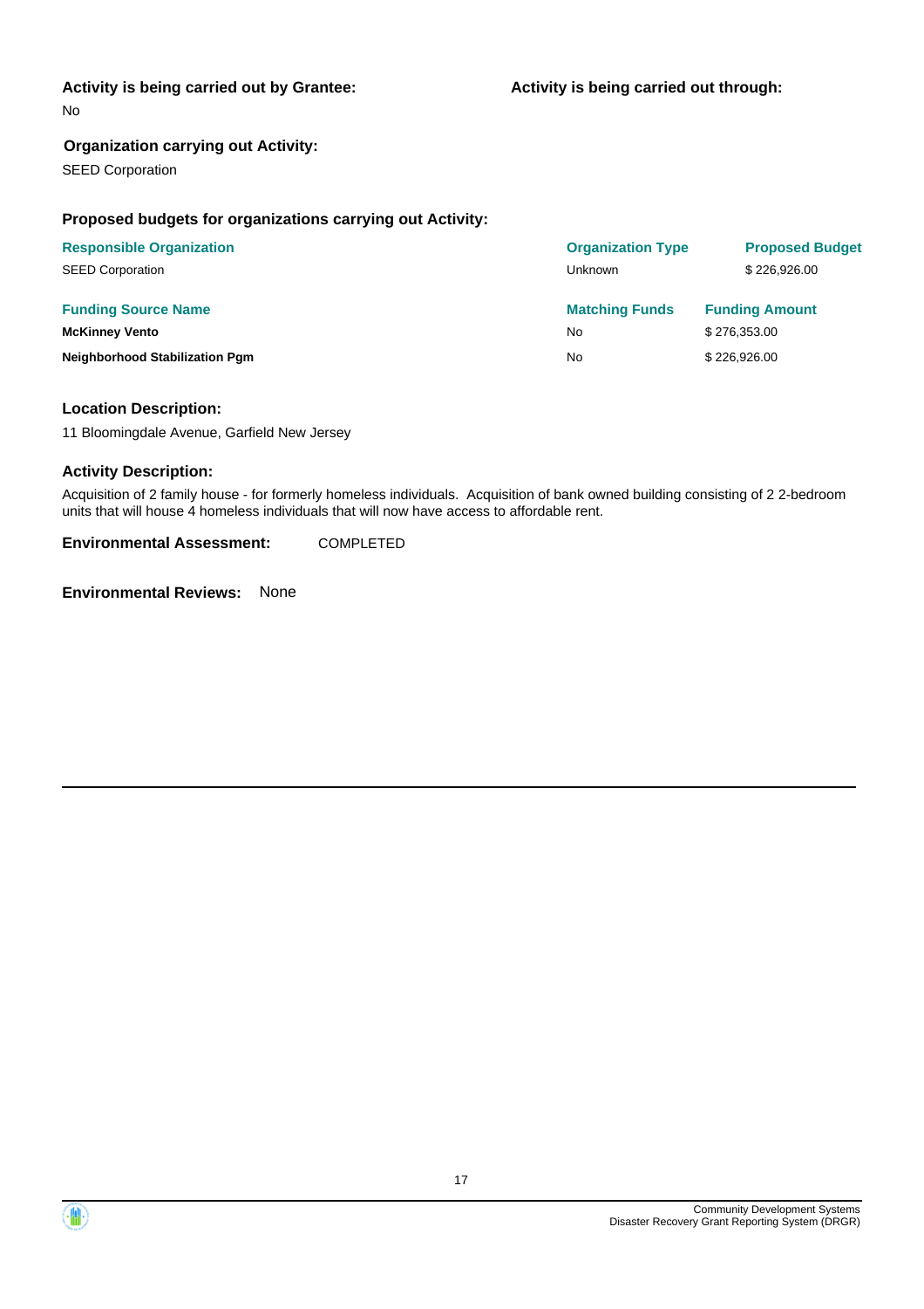**Activity is being carried out by Grantee:**

No

**Activity is being carried out through:**

**Organization carrying out Activity:**

SEED Corporation

**Proposed budgets for organizations carrying out Activity:**

| Responsible Organization | Organization Type | Proposed Budget |
| --- | --- | --- |
| SEED Corporation | Unknown | $ 226,926.00 |

| Funding Source Name | Matching Funds | Funding Amount |
| --- | --- | --- |
| **McKinney Vento** | No | $ 276,353.00 |
| **Neighborhood Stabilization Pgm** | No | $ 226,926.00 |

**Location Description:**

11 Bloomingdale Avenue, Garfield New Jersey

**Activity Description:**

Acquisition of 2 family house - for formerly homeless individuals. Acquisition of bank owned building consisting of 2 2-bedroom units that will house 4 homeless individuals that will now have access to affordable rent.

**Environmental Assessment:** COMPLETED

**Environmental Reviews:** None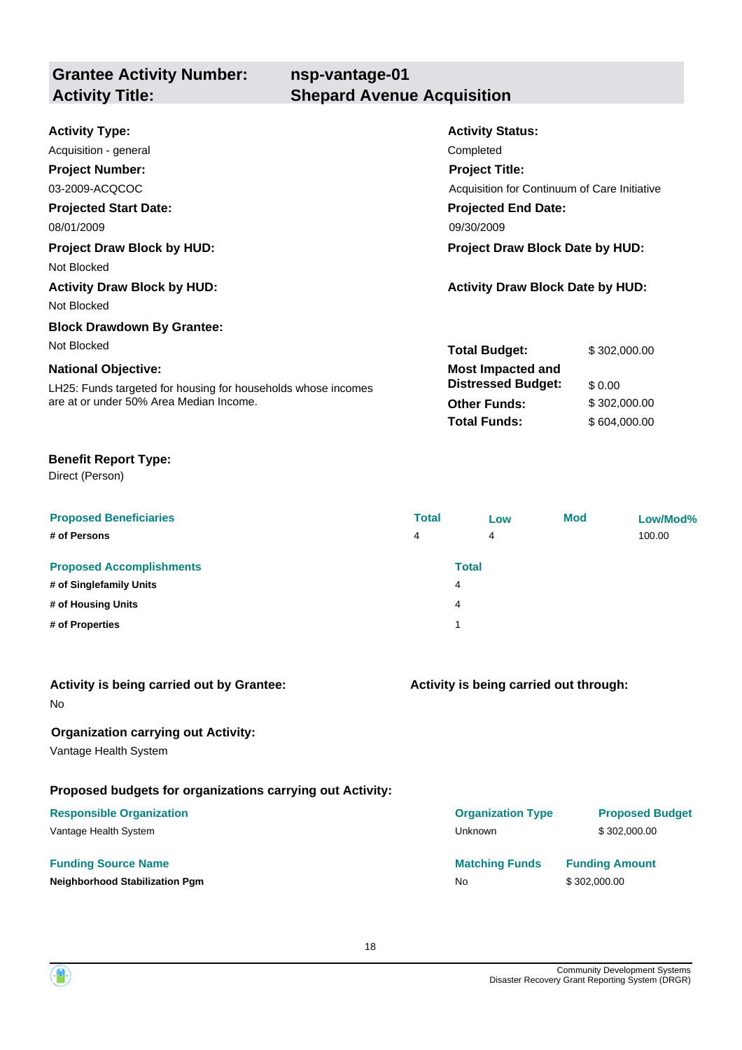## Grantee Activity Number: nsp-vantage-01
## Activity Title: Shepard Avenue Acquisition

**Activity Type:**
Acquisition - general

**Activity Status:**
Completed

**Project Number:**
03-2009-ACQCOC

**Project Title:**
Acquisition for Continuum of Care Initiative

**Projected Start Date:**
08/01/2009

**Projected End Date:**
09/30/2009

**Project Draw Block by HUD:**
Not Blocked

**Project Draw Block Date by HUD:**

**Activity Draw Block by HUD:**
Not Blocked

**Activity Draw Block Date by HUD:**

**Block Drawdown By Grantee:**
Not Blocked

**National Objective:**
LH25: Funds targeted for housing for households whose incomes are at or under 50% Area Median Income.

| | |
|---|---|
| **Total Budget:** | $ 302,000.00 |
| **Most Impacted and Distressed Budget:** | $ 0.00 |
| **Other Funds:** | $ 302,000.00 |
| **Total Funds:** | $ 604,000.00 |

**Benefit Report Type:**
Direct (Person)

| Proposed Beneficiaries | Total | Low | Mod | Low/Mod% |
|---|---|---|---|---|
| **# of Persons** | 4 | 4 | | 100.00 |

| Proposed Accomplishments | Total |
|---|---|
| **# of Singlefamily Units** | 4 |
| **# of Housing Units** | 4 |
| **# of Properties** | 1 |

**Activity is being carried out by Grantee:**
No

**Activity is being carried out through:**

**Organization carrying out Activity:**
Vantage Health System

**Proposed budgets for organizations carrying out Activity:**

| Responsible Organization | Organization Type | Proposed Budget |
|---|---|---|
| Vantage Health System | Unknown | $ 302,000.00 |

| Funding Source Name | Matching Funds | Funding Amount |
|---|---|---|
| **Neighborhood Stabilization Pgm** | No | $ 302,000.00 |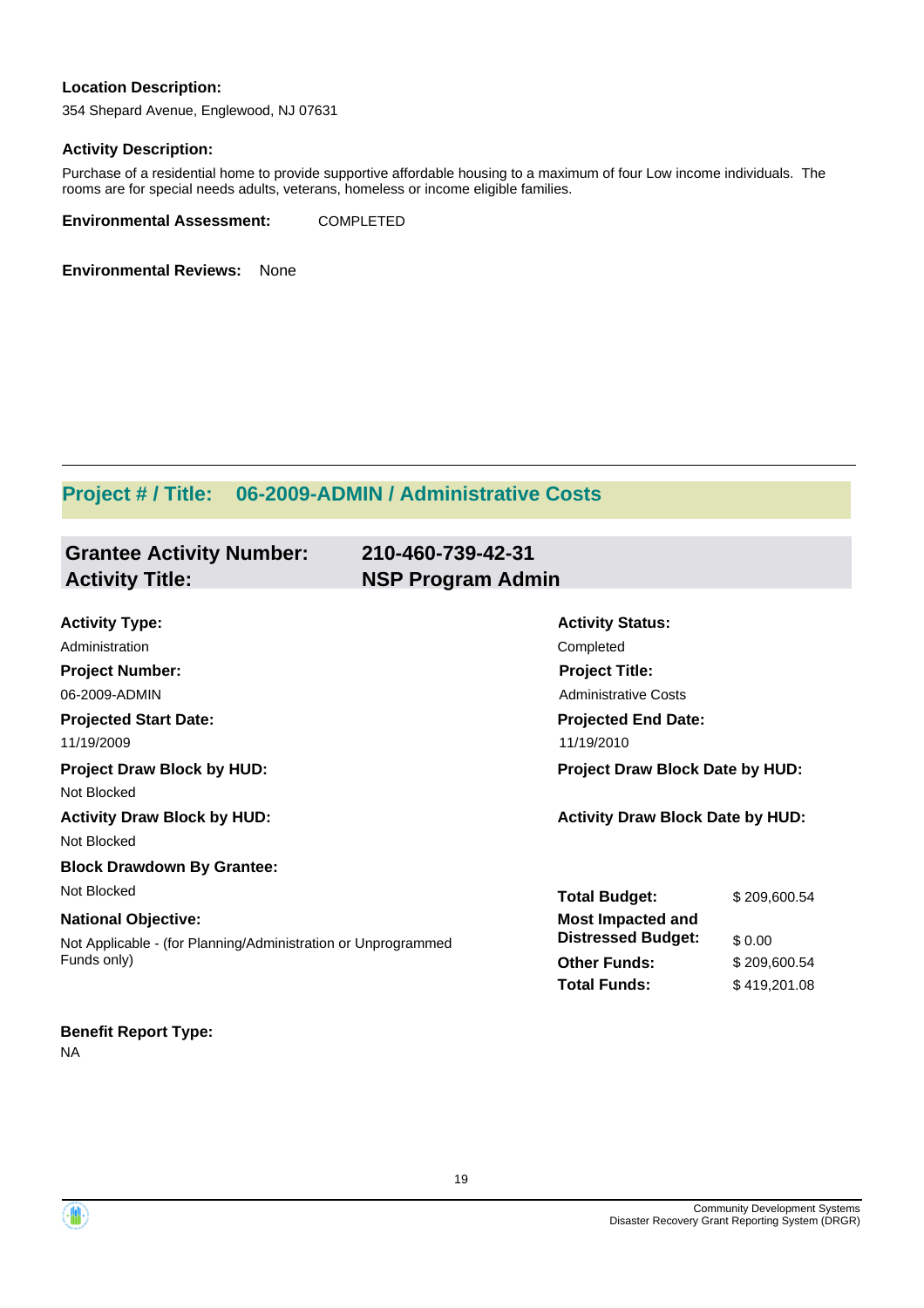**Location Description:**

354 Shepard Avenue, Englewood, NJ 07631

**Activity Description:**

Purchase of a residential home to provide supportive affordable housing to a maximum of four Low income individuals. The rooms are for special needs adults, veterans, homeless or income eligible families.

**Environmental Assessment:** COMPLETED

**Environmental Reviews:** None

---

## Project # / Title: 06-2009-ADMIN / Administrative Costs

### Grantee Activity Number: 210-460-739-42-31
### Activity Title: NSP Program Admin

**Activity Type:**
Administration

**Activity Status:**
Completed

**Project Number:**
06-2009-ADMIN

**Project Title:**
Administrative Costs

**Projected Start Date:**
11/19/2009

**Projected End Date:**
11/19/2010

**Project Draw Block by HUD:**
Not Blocked

**Project Draw Block Date by HUD:**

**Activity Draw Block by HUD:**
Not Blocked

**Activity Draw Block Date by HUD:**

**Block Drawdown By Grantee:**
Not Blocked

**National Objective:**
Not Applicable - (for Planning/Administration or Unprogrammed Funds only)

| | |
|---|---|
| **Total Budget:** | $ 209,600.54 |
| **Most Impacted and Distressed Budget:** | $ 0.00 |
| **Other Funds:** | $ 209,600.54 |
| **Total Funds:** | $ 419,201.08 |

**Benefit Report Type:**
NA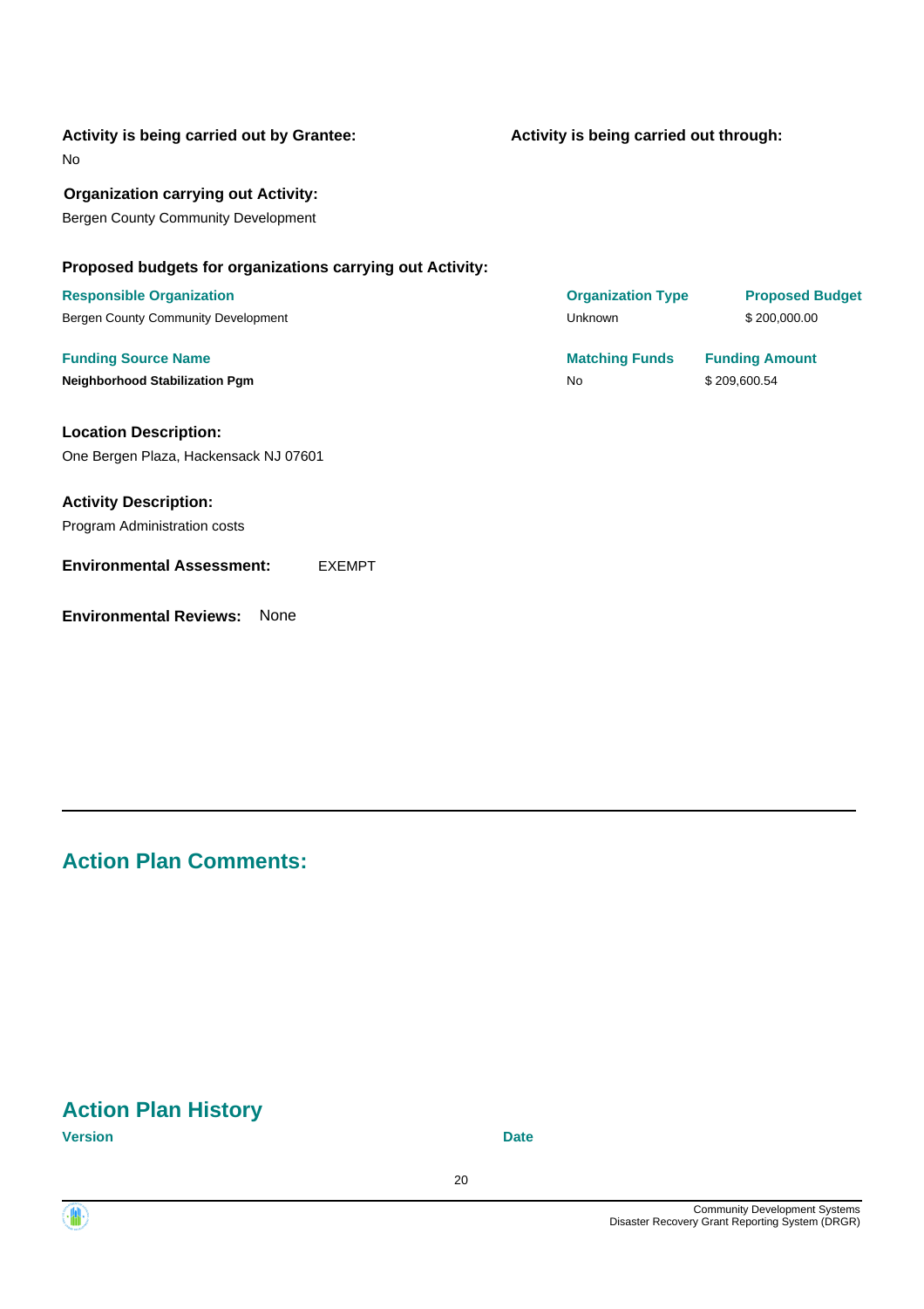**Activity is being carried out by Grantee:**

No

**Activity is being carried out through:**

**Organization carrying out Activity:**

Bergen County Community Development

**Proposed budgets for organizations carrying out Activity:**

| Responsible Organization | Organization Type | Proposed Budget |
|---|---|---|
| Bergen County Community Development | Unknown | $ 200,000.00 |

| Funding Source Name | Matching Funds | Funding Amount |
|---|---|---|
| **Neighborhood Stabilization Pgm** | No | $ 209,600.54 |

**Location Description:**

One Bergen Plaza, Hackensack NJ 07601

**Activity Description:**

Program Administration costs

**Environmental Assessment:** EXEMPT

**Environmental Reviews:** None

## Action Plan Comments:

## Action Plan History

| Version | Date |
|---|---|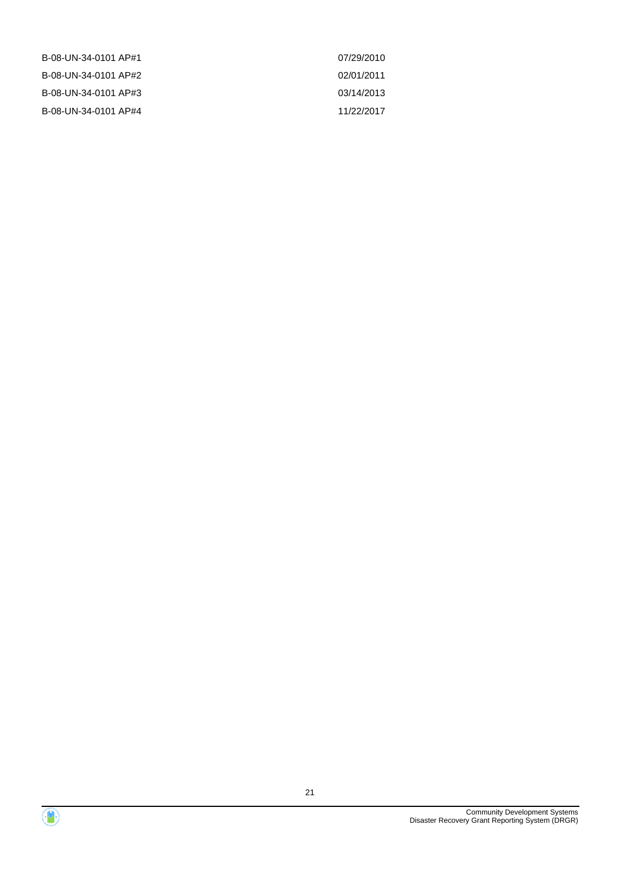| | |
|---|---|
| B-08-UN-34-0101 AP#1 | 07/29/2010 |
| B-08-UN-34-0101 AP#2 | 02/01/2011 |
| B-08-UN-34-0101 AP#3 | 03/14/2013 |
| B-08-UN-34-0101 AP#4 | 11/22/2017 |